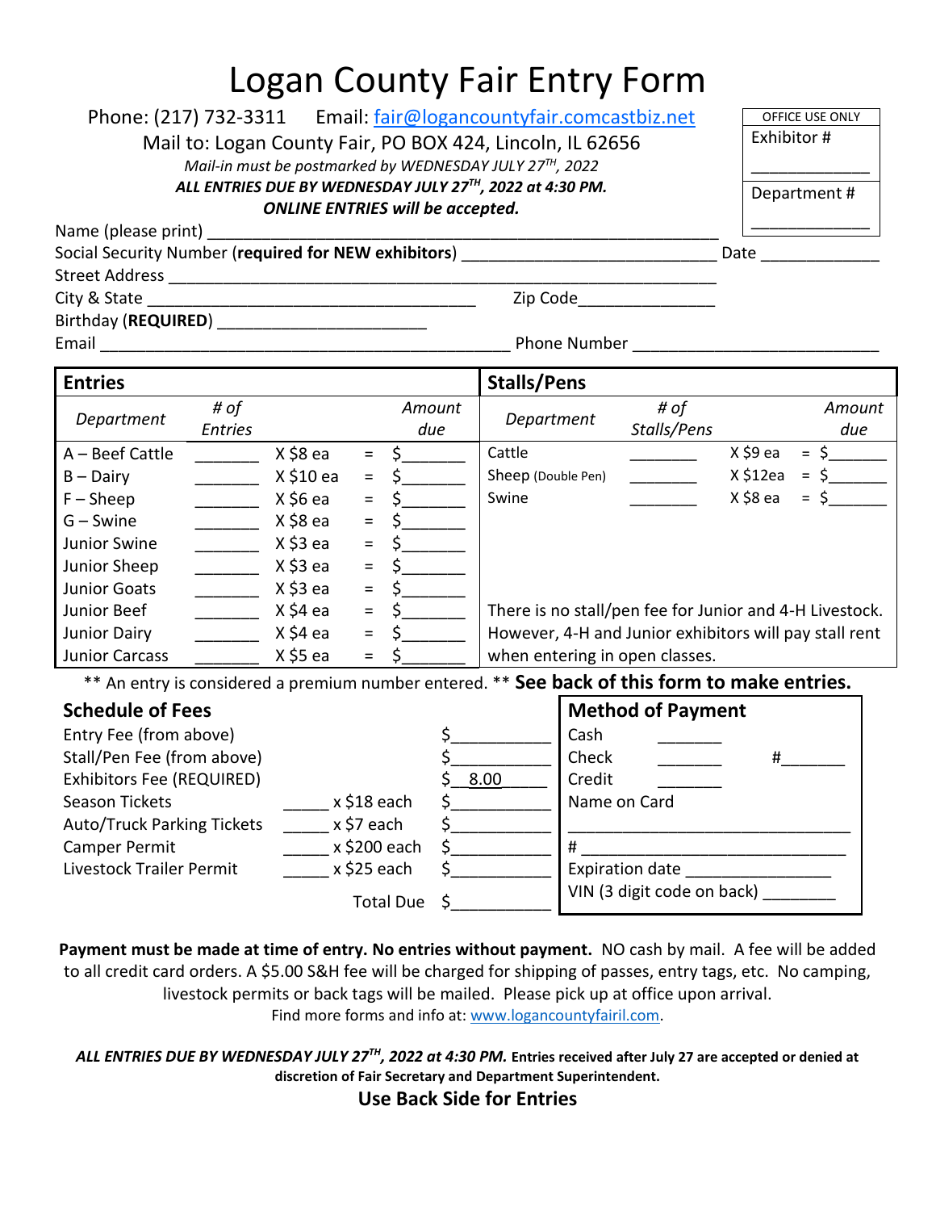# Logan County Fair Entry Form

Phone: (217) 732-3311 Email: fair@logancountyfair.comcastbiz.net

Mail to: Logan County Fair, PO BOX 424, Lincoln, IL 62656

*Mail-in must be postmarked by WEDNESDAY JULY 27TH, 2022*

***ALL ENTRIES DUE BY WEDNESDAY JULY 27TH, 2022 at 4:30 PM.***

***ONLINE ENTRIES will be accepted.***

| OFFICE USE ONLY |
|---|
| Exhibitor # ____________ |
| Department # ____________ |

Name (please print) ______________________________________________

Social Security Number (**required for NEW exhibitors**) ______________________ Date ____________

Street Address ______________________________________________

City & State ______________________________ Zip Code______________

Birthday (**REQUIRED**) ____________________

Email ________________________________________ Phone Number ______________________

## Entries

| Department | # of Entries | | | Amount due |
|---|---|---|---|---|
| A – Beef Cattle | _______ | X $8 ea | = | $_______ |
| B – Dairy | _______ | X $10 ea | = | $_______ |
| F – Sheep | _______ | X $6 ea | = | $_______ |
| G – Swine | _______ | X $8 ea | = | $_______ |
| Junior Swine | _______ | X $3 ea | = | $_______ |
| Junior Sheep | _______ | X $3 ea | = | $_______ |
| Junior Goats | _______ | X $3 ea | = | $_______ |
| Junior Beef | _______ | X $4 ea | = | $_______ |
| Junior Dairy | _______ | X $4 ea | = | $_______ |
| Junior Carcass | _______ | X $5 ea | = | $_______ |

## Stalls/Pens

| Department | # of Stalls/Pens | | | Amount due |
|---|---|---|---|---|
| Cattle | _______ | X $9 ea | = | $______ |
| Sheep (Double Pen) | _______ | X $12ea | = | $______ |
| Swine | _______ | X $8 ea | = | $______ |

There is no stall/pen fee for Junior and 4-H Livestock. However, 4-H and Junior exhibitors will pay stall rent when entering in open classes.

** An entry is considered a premium number entered. ** **See back of this form to make entries.**

## Schedule of Fees

| | | |
|---|---|---|
| Entry Fee (from above) | | $__________ |
| Stall/Pen Fee (from above) | | $__________ |
| Exhibitors Fee (REQUIRED) | | $ 8.00 |
| Season Tickets | _____ x $18 each | $__________ |
| Auto/Truck Parking Tickets | _____ x $7 each | $__________ |
| Camper Permit | _____ x $200 each | $__________ |
| Livestock Trailer Permit | _____ x $25 each | $__________ |
| | Total Due | $__________ |

## Method of Payment

Cash _______

Check _______ #_______

Credit _______

Name on Card

______________________________

# ____________________________

Expiration date ______________

VIN (3 digit code on back) ________

**Payment must be made at time of entry. No entries without payment.** NO cash by mail. A fee will be added to all credit card orders. A $5.00 S&H fee will be charged for shipping of passes, entry tags, etc. No camping, livestock permits or back tags will be mailed. Please pick up at office upon arrival.

Find more forms and info at: www.logancountyfairil.com.

***ALL ENTRIES DUE BY WEDNESDAY JULY 27TH, 2022 at 4:30 PM.*** **Entries received after July 27 are accepted or denied at discretion of Fair Secretary and Department Superintendent.**

**Use Back Side for Entries**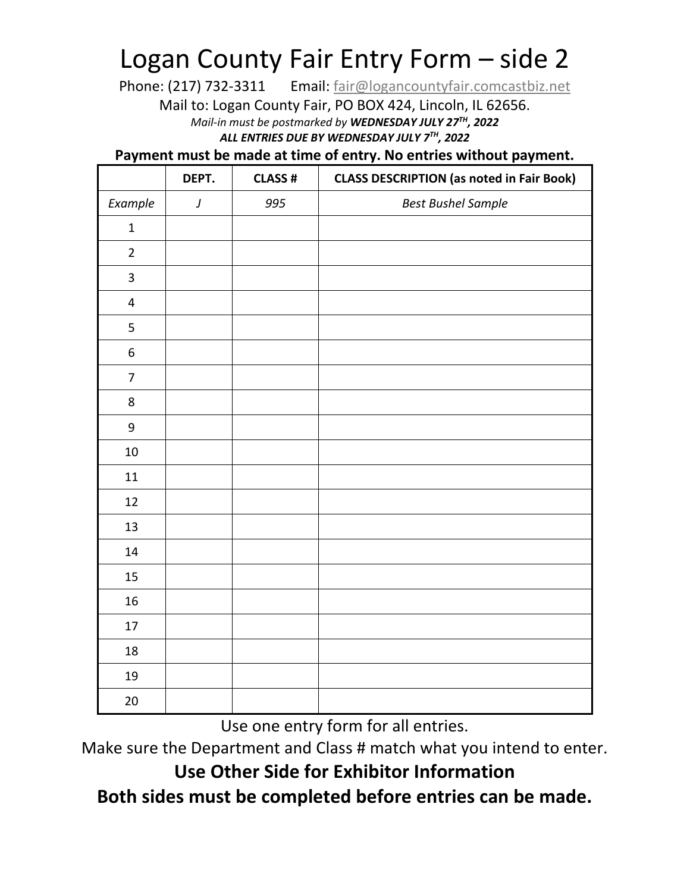# Logan County Fair Entry Form – side 2

Phone: (217) 732-3311 Email: fair@logancountyfair.comcastbiz.net

Mail to: Logan County Fair, PO BOX 424, Lincoln, IL 62656.

*Mail-in must be postmarked by **WEDNESDAY JULY 27TH, 2022***

***ALL ENTRIES DUE BY WEDNESDAY JULY 7TH, 2022***

**Payment must be made at time of entry. No entries without payment.**

| | DEPT. | CLASS # | CLASS DESCRIPTION (as noted in Fair Book) |
|---|---|---|---|
| *Example* | *J* | *995* | *Best Bushel Sample* |
| 1 | | | |
| 2 | | | |
| 3 | | | |
| 4 | | | |
| 5 | | | |
| 6 | | | |
| 7 | | | |
| 8 | | | |
| 9 | | | |
| 10 | | | |
| 11 | | | |
| 12 | | | |
| 13 | | | |
| 14 | | | |
| 15 | | | |
| 16 | | | |
| 17 | | | |
| 18 | | | |
| 19 | | | |
| 20 | | | |

Use one entry form for all entries.

Make sure the Department and Class # match what you intend to enter.

**Use Other Side for Exhibitor Information**

**Both sides must be completed before entries can be made.**